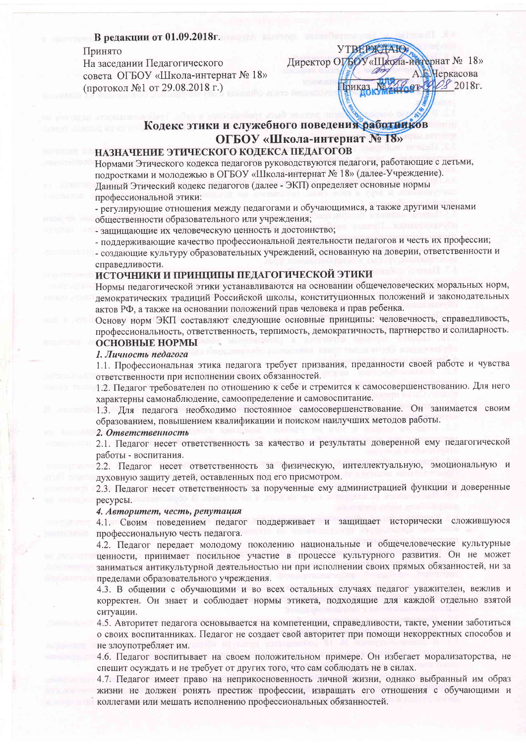**В редакции от 01.09.2018г.**

Принято
На заседании Педагогического совета ОГБОУ «Школа-интернат № 18»
(протокол №1 от 29.08.2018 г.)

УТВЕРЖДАЮ:
Директор ОГБОУ «Школа-интернат № 18»
А.Е. Черкасова
Приказ № от 2018г.

# Кодекс этики и служебного поведения работников ОГБОУ «Школа-интернат № 18»

## НАЗНАЧЕНИЕ ЭТИЧЕСКОГО КОДЕКСА ПЕДАГОГОВ

Нормами Этического кодекса педагогов руководствуются педагоги, работающие с детьми, подростками и молодежью в ОГБОУ «Школа-интернат № 18» (далее-Учреждение).

Данный Этический кодекс педагогов (далее - ЭКП) определяет основные нормы профессиональной этики:

- регулирующие отношения между педагогами и обучающимися, а также другими членами общественности образовательного или учреждения;
- защищающие их человеческую ценность и достоинство;
- поддерживающие качество профессиональной деятельности педагогов и честь их профессии;
- создающие культуру образовательных учреждений, основанную на доверии, ответственности и справедливости.

## ИСТОЧНИКИ И ПРИНЦИПЫ ПЕДАГОГИЧЕСКОЙ ЭТИКИ

Нормы педагогической этики устанавливаются на основании общечеловеческих моральных норм, демократических традиций Российской школы, конституционных положений и законодательных актов РФ, а также на основании положений прав человека и прав ребенка.

Основу норм ЭКП составляют следующие основные принципы: человечность, справедливость, профессиональность, ответственность, терпимость, демократичность, партнерство и солидарность.

## ОСНОВНЫЕ НОРМЫ

### *1. Личность педагога*

1.1. Профессиональная этика педагога требует призвания, преданности своей работе и чувства ответственности при исполнении своих обязанностей.

1.2. Педагог требователен по отношению к себе и стремится к самосовершенствованию. Для него характерны самонаблюдение, самоопределение и самовоспитание.

1.3. Для педагога необходимо постоянное самосовершенствование. Он занимается своим образованием, повышением квалификации и поиском наилучших методов работы.

### *2. Ответственность*

2.1. Педагог несет ответственность за качество и результаты доверенной ему педагогической работы - воспитания.

2.2. Педагог несет ответственность за физическую, интеллектуальную, эмоциональную и духовную защиту детей, оставленных под его присмотром.

2.3. Педагог несет ответственность за порученные ему администрацией функции и доверенные ресурсы.

### *4. Авторитет, честь, репутация*

4.1. Своим поведением педагог поддерживает и защищает исторически сложившуюся профессиональную честь педагога.

4.2. Педагог передает молодому поколению национальные и общечеловеческие культурные ценности, принимает посильное участие в процессе культурного развития. Он не может заниматься антикультурной деятельностью ни при исполнении своих прямых обязанностей, ни за пределами образовательного учреждения.

4.3. В общении с обучающими и во всех остальных случаях педагог уважителен, вежлив и корректен. Он знает и соблюдает нормы этикета, подходящие для каждой отдельно взятой ситуации.

4.5. Авторитет педагога основывается на компетенции, справедливости, такте, умении заботиться о своих воспитанниках. Педагог не создает свой авторитет при помощи некорректных способов и не злоупотребляет им.

4.6. Педагог воспитывает на своем положительном примере. Он избегает морализаторства, не спешит осуждать и не требует от других того, что сам соблюдать не в силах.

4.7. Педагог имеет право на неприкосновенность личной жизни, однако выбранный им образ жизни не должен ронять престиж профессии, извращать его отношения с обучающими и коллегами или мешать исполнению профессиональных обязанностей.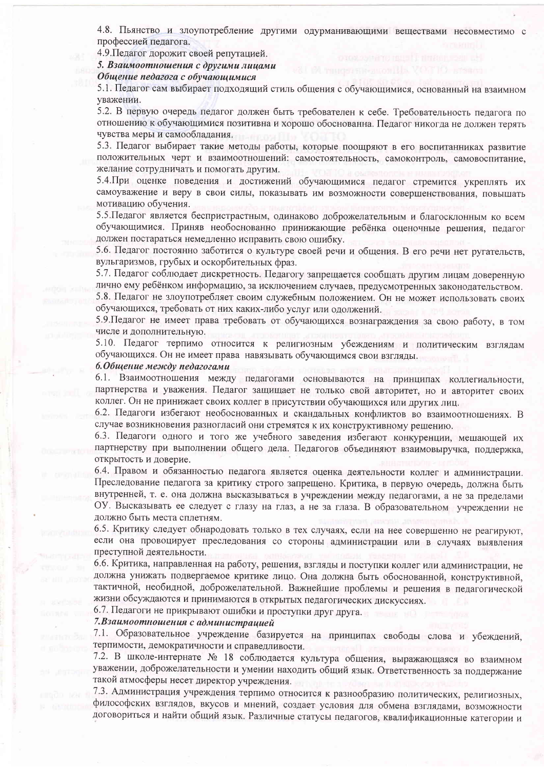4.8. Пьянство и злоупотребление другими одурманивающими веществами несовместимо с профессией педагога.

4.9.Педагог дорожит своей репутацией.

***5. Взаимоотношения с другими лицами***

***Общение педагога с обучающимися***

5.1. Педагог сам выбирает подходящий стиль общения с обучающимися, основанный на взаимном уважении.

5.2. В первую очередь педагог должен быть требователен к себе. Требовательность педагога по отношению к обучающимися позитивна и хорошо обоснованна. Педагог никогда не должен терять чувства меры и самообладания.

5.3. Педагог выбирает такие методы работы, которые поощряют в его воспитанниках развитие положительных черт и взаимоотношений: самостоятельность, самоконтроль, самовоспитание, желание сотрудничать и помогать другим.

5.4.При оценке поведения и достижений обучающимися педагог стремится укреплять их самоуважение и веру в свои силы, показывать им возможности совершенствования, повышать мотивацию обучения.

5.5.Педагог является беспристрастным, одинаково доброжелательным и благосклонным ко всем обучающимся. Приняв необоснованно принижающие ребёнка оценочные решения, педагог должен постараться немедленно исправить свою ошибку.

5.6. Педагог постоянно заботится о культуре своей речи и общения. В его речи нет ругательств, вульгаризмов, грубых и оскорбительных фраз.

5.7. Педагог соблюдает дискретность. Педагогу запрещается сообщать другим лицам доверенную лично ему ребёнком информацию, за исключением случаев, предусмотренных законодательством.

5.8. Педагог не злоупотребляет своим служебным положением. Он не может использовать своих обучающихся, требовать от них каких-либо услуг или одолжений.

5.9.Педагог не имеет права требовать от обучающихся вознаграждения за свою работу, в том числе и дополнительную.

5.10. Педагог терпимо относится к религиозным убеждениям и политическим взглядам обучающихся. Он не имеет права навязывать обучающимся свои взгляды.

***6.Общение между педагогами***

6.1. Взаимоотношения между педагогами основываются на принципах коллегиальности, партнерства и уважения. Педагог защищает не только свой авторитет, но и авторитет своих коллег. Он не принижает своих коллег в присутствии обучающихся или других лиц.

6.2. Педагоги избегают необоснованных и скандальных конфликтов во взаимоотношениях. В случае возникновения разногласий они стремятся к их конструктивному решению.

6.3. Педагоги одного и того же учебного заведения избегают конкуренции, мешающей их партнерству при выполнении общего дела. Педагогов объединяют взаимовыручка, поддержка, открытость и доверие.

6.4. Правом и обязанностью педагога является оценка деятельности коллег и администрации. Преследование педагога за критику строго запрещено. Критика, в первую очередь, должна быть внутренней, т. е. она должна высказываться в учреждении между педагогами, а не за пределами ОУ. Высказывать ее следует с глазу на глаз, а не за глаза. В образовательном учреждении не должно быть места сплетням.

6.5. Критику следует обнародовать только в тех случаях, если на нее совершенно не реагируют, если она провоцирует преследования со стороны администрации или в случаях выявления преступной деятельности.

6.6. Критика, направленная на работу, решения, взгляды и поступки коллег или администрации, не должна унижать подвергаемое критике лицо. Она должна быть обоснованной, конструктивной, тактичной, необидной, доброжелательной. Важнейшие проблемы и решения в педагогической жизни обсуждаются и принимаются в открытых педагогических дискуссиях.

6.7. Педагоги не прикрывают ошибки и проступки друг друга.

***7.Взаимоотношения с администрацией***

7.1. Образовательное учреждение базируется на принципах свободы слова и убеждений, терпимости, демократичности и справедливости.

7.2. В школе-интернате № 18 соблюдается культура общения, выражающаяся во взаимном уважении, доброжелательности и умении находить общий язык. Ответственность за поддержание такой атмосферы несет директор учреждения.

7.3. Администрация учреждения терпимо относится к разнообразию политических, религиозных, философских взглядов, вкусов и мнений, создает условия для обмена взглядами, возможности договориться и найти общий язык. Различные статусы педагогов, квалификационные категории и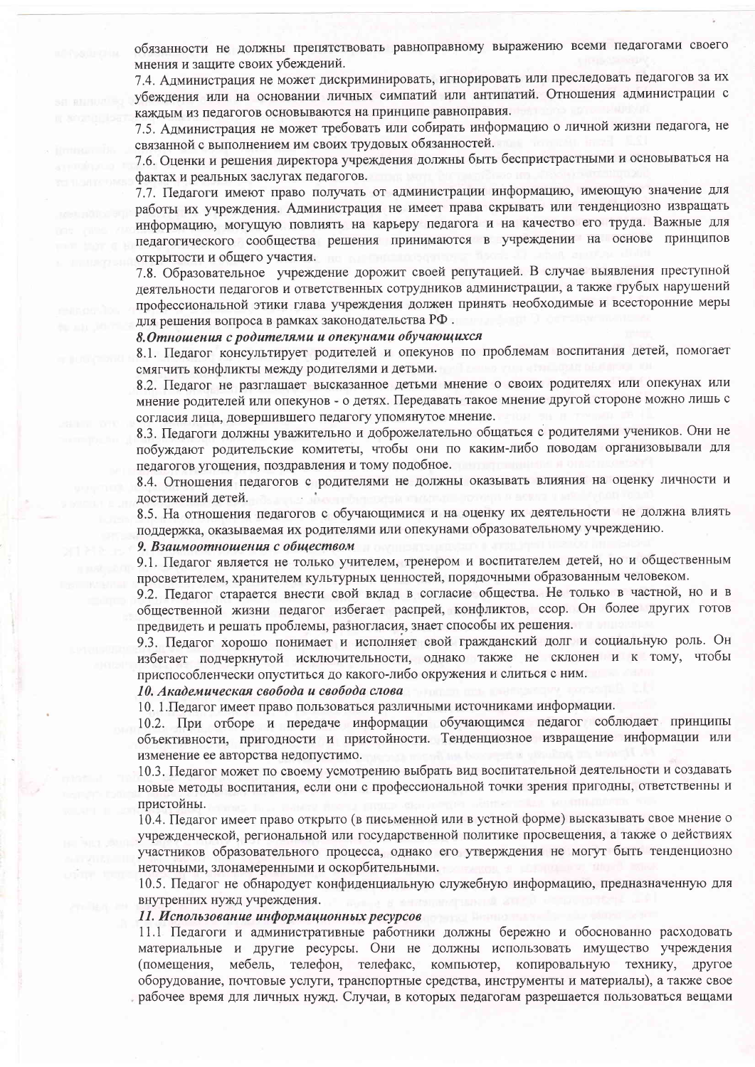обязанности не должны препятствовать равноправному выражению всеми педагогами своего мнения и защите своих убеждений.

7.4. Администрация не может дискриминировать, игнорировать или преследовать педагогов за их убеждения или на основании личных симпатий или антипатий. Отношения администрации с каждым из педагогов основываются на принципе равноправия.

7.5. Администрация не может требовать или собирать информацию о личной жизни педагога, не связанной с выполнением им своих трудовых обязанностей.

7.6. Оценки и решения директора учреждения должны быть беспристрастными и основываться на фактах и реальных заслугах педагогов.

7.7. Педагоги имеют право получать от администрации информацию, имеющую значение для работы их учреждения. Администрация не имеет права скрывать или тенденциозно извращать информацию, могущую повлиять на карьеру педагога и на качество его труда. Важные для педагогического сообщества решения принимаются в учреждении на основе принципов открытости и общего участия.

7.8. Образовательное учреждение дорожит своей репутацией. В случае выявления преступной деятельности педагогов и ответственных сотрудников администрации, а также грубых нарушений профессиональной этики глава учреждения должен принять необходимые и всесторонние меры для решения вопроса в рамках законодательства РФ .

***8.Отношения с родителями и опекунами обучающихся***

8.1. Педагог консультирует родителей и опекунов по проблемам воспитания детей, помогает смягчить конфликты между родителями и детьми.

8.2. Педагог не разглашает высказанное детьми мнение о своих родителях или опекунах или мнение родителей или опекунов - о детях. Передавать такое мнение другой стороне можно лишь с согласия лица, довершившего педагогу упомянутое мнение.

8.3. Педагоги должны уважительно и доброжелательно общаться с родителями учеников. Они не побуждают родительские комитеты, чтобы они по каким-либо поводам организовывали для педагогов угощения, поздравления и тому подобное.

8.4. Отношения педагогов с родителями не должны оказывать влияния на оценку личности и достижений детей.

8.5. На отношения педагогов с обучающимися и на оценку их деятельности не должна влиять поддержка, оказываемая их родителями или опекунами образовательному учреждению.

***9. Взаимоотношения с обществом***

9.1. Педагог является не только учителем, тренером и воспитателем детей, но и общественным просветителем, хранителем культурных ценностей, порядочными образованным человеком.

9.2. Педагог старается внести свой вклад в согласие общества. Не только в частной, но и в общественной жизни педагог избегает распрей, конфликтов, ссор. Он более других готов предвидеть и решать проблемы, разногласия, знает способы их решения.

9.3. Педагог хорошо понимает и исполняет свой гражданский долг и социальную роль. Он избегает подчеркнутой исключительности, однако также не склонен и к тому, чтобы приспособленчески опуститься до какого-либо окружения и слиться с ним.

***10. Академическая свобода и свобода слова***

10. 1.Педагог имеет право пользоваться различными источниками информации.

10.2. При отборе и передаче информации обучающимся педагог соблюдает принципы объективности, пригодности и пристойности. Тенденциозное извращение информации или изменение ее авторства недопустимо.

10.3. Педагог может по своему усмотрению выбрать вид воспитательной деятельности и создавать новые методы воспитания, если они с профессиональной точки зрения пригодны, ответственны и пристойны.

10.4. Педагог имеет право открыто (в письменной или в устной форме) высказывать свое мнение о учрежденческой, региональной или государственной политике просвещения, а также о действиях участников образовательного процесса, однако его утверждения не могут быть тенденциозно неточными, злонамеренными и оскорбительными.

10.5. Педагог не обнародует конфиденциальную служебную информацию, предназначенную для внутренних нужд учреждения.

***11. Использование информационных ресурсов***

11.1 Педагоги и административные работники должны бережно и обоснованно расходовать материальные и другие ресурсы. Они не должны использовать имущество учреждения (помещения, мебель, телефон, телефакс, компьютер, копировальную технику, другое оборудование, почтовые услуги, транспортные средства, инструменты и материалы), а также свое рабочее время для личных нужд. Случаи, в которых педагогам разрешается пользоваться вещами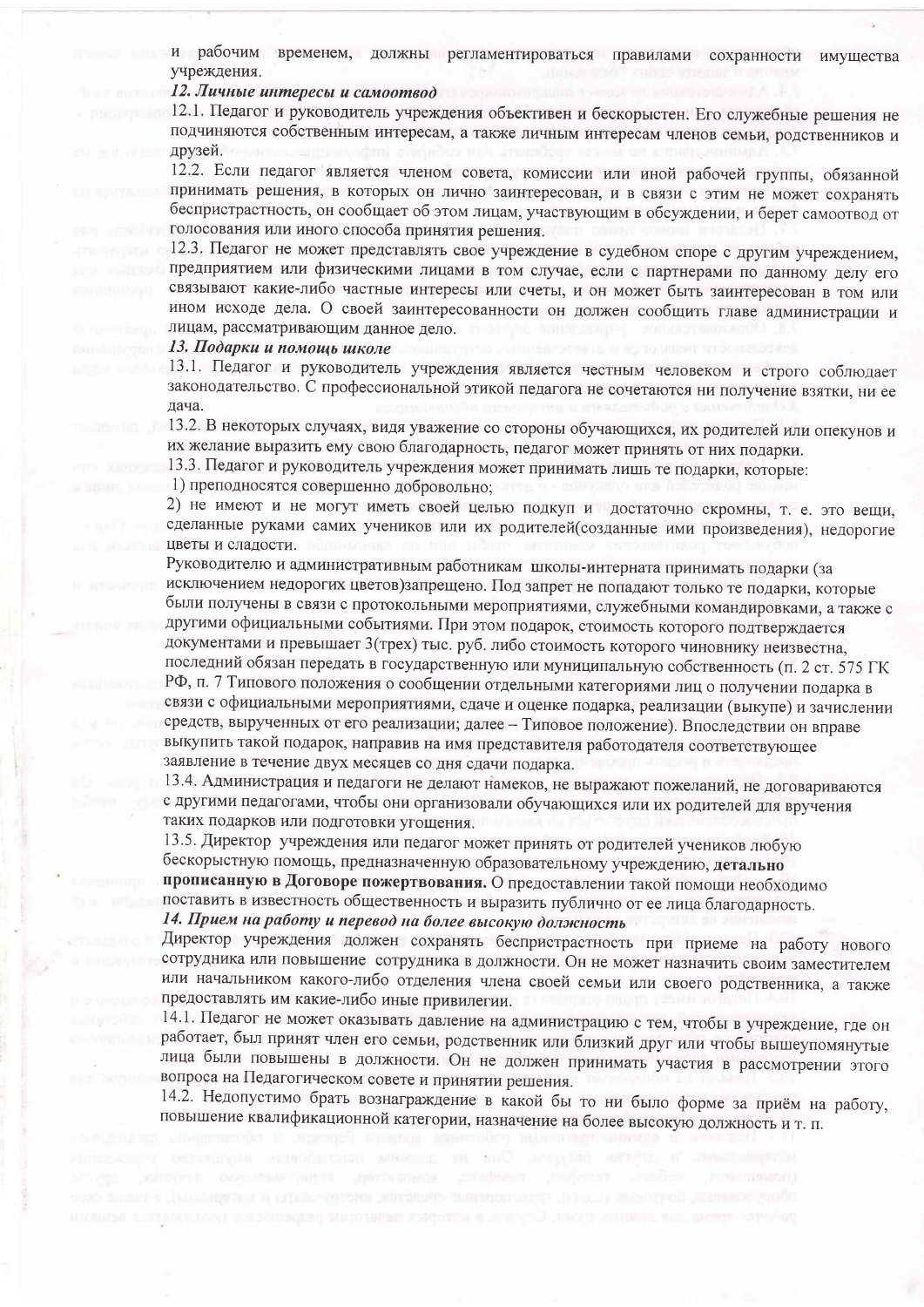и рабочим временем, должны регламентироваться правилами сохранности имущества учреждения.

### *12. Личные интересы и самоотвод*

12.1. Педагог и руководитель учреждения объективен и бескорыстен. Его служебные решения не подчиняются собственным интересам, а также личным интересам членов семьи, родственников и друзей.

12.2. Если педагог является членом совета, комиссии или иной рабочей группы, обязанной принимать решения, в которых он лично заинтересован, и в связи с этим не может сохранять беспристрастность, он сообщает об этом лицам, участвующим в обсуждении, и берет самоотвод от голосования или иного способа принятия решения.

12.3. Педагог не может представлять свое учреждение в судебном споре с другим учреждением, предприятием или физическими лицами в том случае, если с партнерами по данному делу его связывают какие-либо частные интересы или счеты, и он может быть заинтересован в том или ином исходе дела. О своей заинтересованности он должен сообщить главе администрации и лицам, рассматривающим данное дело.

### *13. Подарки и помощь школе*

13.1. Педагог и руководитель учреждения является честным человеком и строго соблюдает законодательство. С профессиональной этикой педагога не сочетаются ни получение взятки, ни ее дача.

13.2. В некоторых случаях, видя уважение со стороны обучающихся, их родителей или опекунов и их желание выразить ему свою благодарность, педагог может принять от них подарки.

13.3. Педагог и руководитель учреждения может принимать лишь те подарки, которые:

1) преподносятся совершенно добровольно;

2) не имеют и не могут иметь своей целью подкуп и достаточно скромны, т. е. это вещи, сделанные руками самих учеников или их родителей(созданные ими произведения), недорогие цветы и сладости.

Руководителю и административным работникам школы-интерната принимать подарки (за исключением недорогих цветов)запрещено. Под запрет не попадают только те подарки, которые были получены в связи с протокольными мероприятиями, служебными командировками, а также с другими официальными событиями. При этом подарок, стоимость которого подтверждается документами и превышает 3(трех) тыс. руб. либо стоимость которого чиновнику неизвестна, последний обязан передать в государственную или муниципальную собственность (п. 2 ст. 575 ГК РФ, п. 7 Типового положения о сообщении отдельными категориями лиц о получении подарка в связи с официальными мероприятиями, сдаче и оценке подарка, реализации (выкупе) и зачислении средств, вырученных от его реализации; далее – Типовое положение). Впоследствии он вправе выкупить такой подарок, направив на имя представителя работодателя соответствующее заявление в течение двух месяцев со дня сдачи подарка.

13.4. Администрация и педагоги не делают намеков, не выражают пожеланий, не договариваются с другими педагогами, чтобы они организовали обучающихся или их родителей для вручения таких подарков или подготовки угощения.

13.5. Директор учреждения или педагог может принять от родителей учеников любую бескорыстную помощь, предназначенную образовательному учреждению, **детально прописанную в Договоре пожертвования.** О предоставлении такой помощи необходимо поставить в известность общественность и выразить публично от ее лица благодарность.

### *14. Прием на работу и перевод на более высокую должность*

Директор учреждения должен сохранять беспристрастность при приеме на работу нового сотрудника или повышение сотрудника в должности. Он не может назначить своим заместителем или начальником какого-либо отделения члена своей семьи или своего родственника, а также предоставлять им какие-либо иные привилегии.

14.1. Педагог не может оказывать давление на администрацию с тем, чтобы в учреждение, где он работает, был принят член его семьи, родственник или близкий друг или чтобы вышеупомянутые лица были повышены в должности. Он не должен принимать участия в рассмотрении этого вопроса на Педагогическом совете и принятии решения.

14.2. Недопустимо брать вознаграждение в какой бы то ни было форме за приём на работу, повышение квалификационной категории, назначение на более высокую должность и т. п.